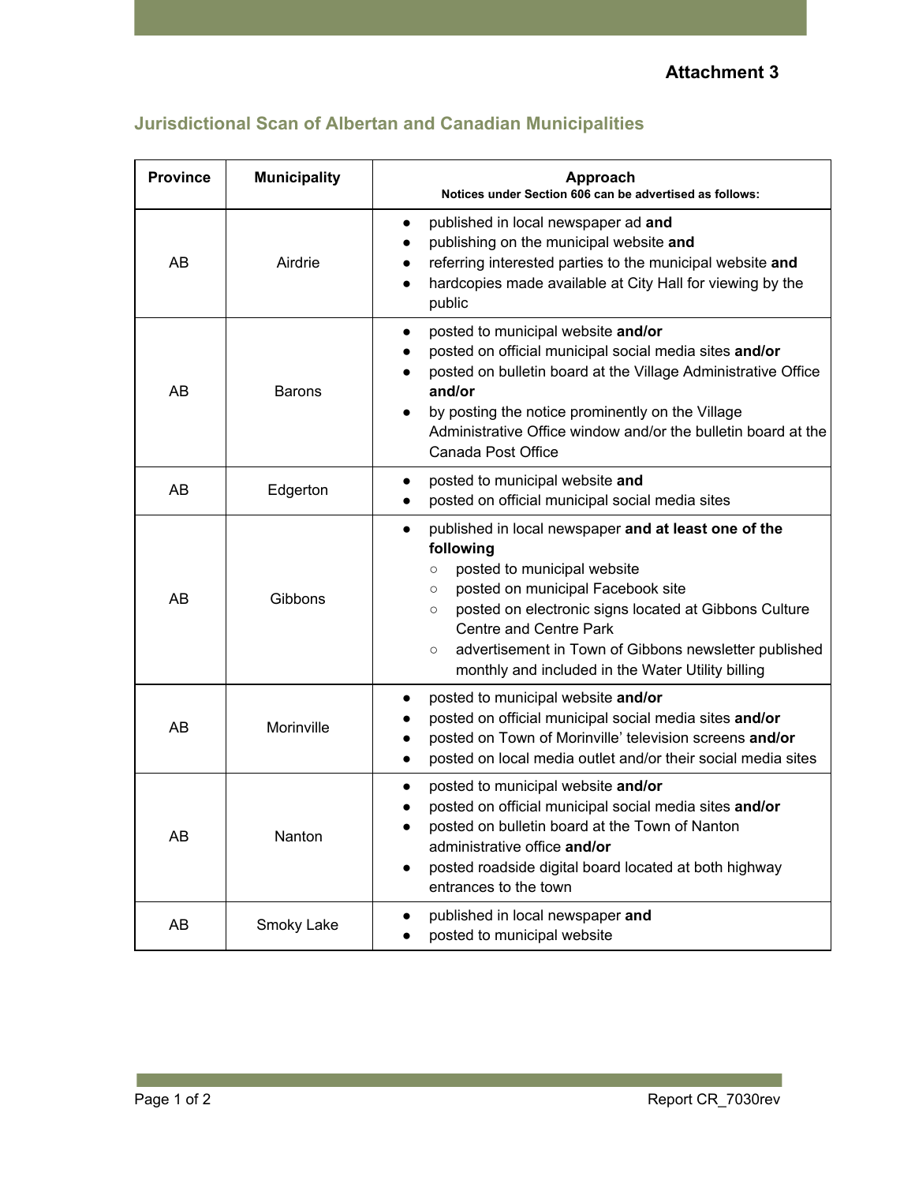**Attachment 3**

## Jurisdictional Scan of Albertan and Canadian Municipalities

| Province | Municipality | Approach<br>**Notices under Section 606 can be advertised as follows:** |
|---|---|---|
| AB | Airdrie | • published in local newspaper ad **and**<br>• publishing on the municipal website **and**<br>• referring interested parties to the municipal website **and**<br>• hardcopies made available at City Hall for viewing by the public |
| AB | Barons | • posted to municipal website **and/or**<br>• posted on official municipal social media sites **and/or**<br>• posted on bulletin board at the Village Administrative Office **and/or**<br>• by posting the notice prominently on the Village Administrative Office window and/or the bulletin board at the Canada Post Office |
| AB | Edgerton | • posted to municipal website **and**<br>• posted on official municipal social media sites |
| AB | Gibbons | • published in local newspaper **and at least one of the following**<br>  ○ posted to municipal website<br>  ○ posted on municipal Facebook site<br>  ○ posted on electronic signs located at Gibbons Culture Centre and Centre Park<br>  ○ advertisement in Town of Gibbons newsletter published monthly and included in the Water Utility billing |
| AB | Morinville | • posted to municipal website **and/or**<br>• posted on official municipal social media sites **and/or**<br>• posted on Town of Morinville' television screens **and/or**<br>• posted on local media outlet and/or their social media sites |
| AB | Nanton | • posted to municipal website **and/or**<br>• posted on official municipal social media sites **and/or**<br>• posted on bulletin board at the Town of Nanton administrative office **and/or**<br>• posted roadside digital board located at both highway entrances to the town |
| AB | Smoky Lake | • published in local newspaper **and**<br>• posted to municipal website |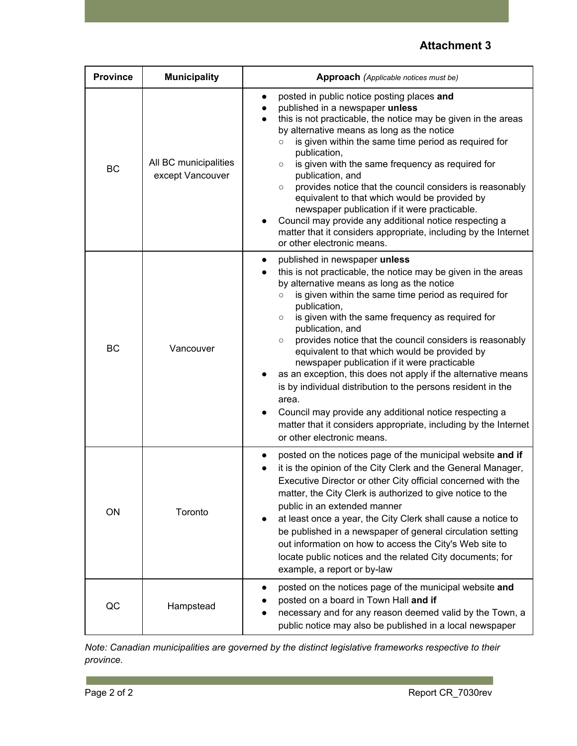**Attachment 3**

| Province | Municipality | Approach *(Applicable notices must be)* |
|---|---|---|
| BC | All BC municipalities except Vancouver | • posted in public notice posting places **and**<br>• published in a newspaper **unless**<br>• this is not practicable, the notice may be given in the areas by alternative means as long as the notice<br>&nbsp;&nbsp;○ is given within the same time period as required for publication,<br>&nbsp;&nbsp;○ is given with the same frequency as required for publication, and<br>&nbsp;&nbsp;○ provides notice that the council considers is reasonably equivalent to that which would be provided by newspaper publication if it were practicable.<br>• Council may provide any additional notice respecting a matter that it considers appropriate, including by the Internet or other electronic means. |
| BC | Vancouver | • published in newspaper **unless**<br>• this is not practicable, the notice may be given in the areas by alternative means as long as the notice<br>&nbsp;&nbsp;○ is given within the same time period as required for publication,<br>&nbsp;&nbsp;○ is given with the same frequency as required for publication, and<br>&nbsp;&nbsp;○ provides notice that the council considers is reasonably equivalent to that which would be provided by newspaper publication if it were practicable<br>• as an exception, this does not apply if the alternative means is by individual distribution to the persons resident in the area.<br>• Council may provide any additional notice respecting a matter that it considers appropriate, including by the Internet or other electronic means. |
| ON | Toronto | • posted on the notices page of the municipal website **and if**<br>• it is the opinion of the City Clerk and the General Manager, Executive Director or other City official concerned with the matter, the City Clerk is authorized to give notice to the public in an extended manner<br>• at least once a year, the City Clerk shall cause a notice to be published in a newspaper of general circulation setting out information on how to access the City's Web site to locate public notices and the related City documents; for example, a report or by-law |
| QC | Hampstead | • posted on the notices page of the municipal website **and**<br>• posted on a board in Town Hall **and if**<br>• necessary and for any reason deemed valid by the Town, a public notice may also be published in a local newspaper |

*Note: Canadian municipalities are governed by the distinct legislative frameworks respective to their province.*